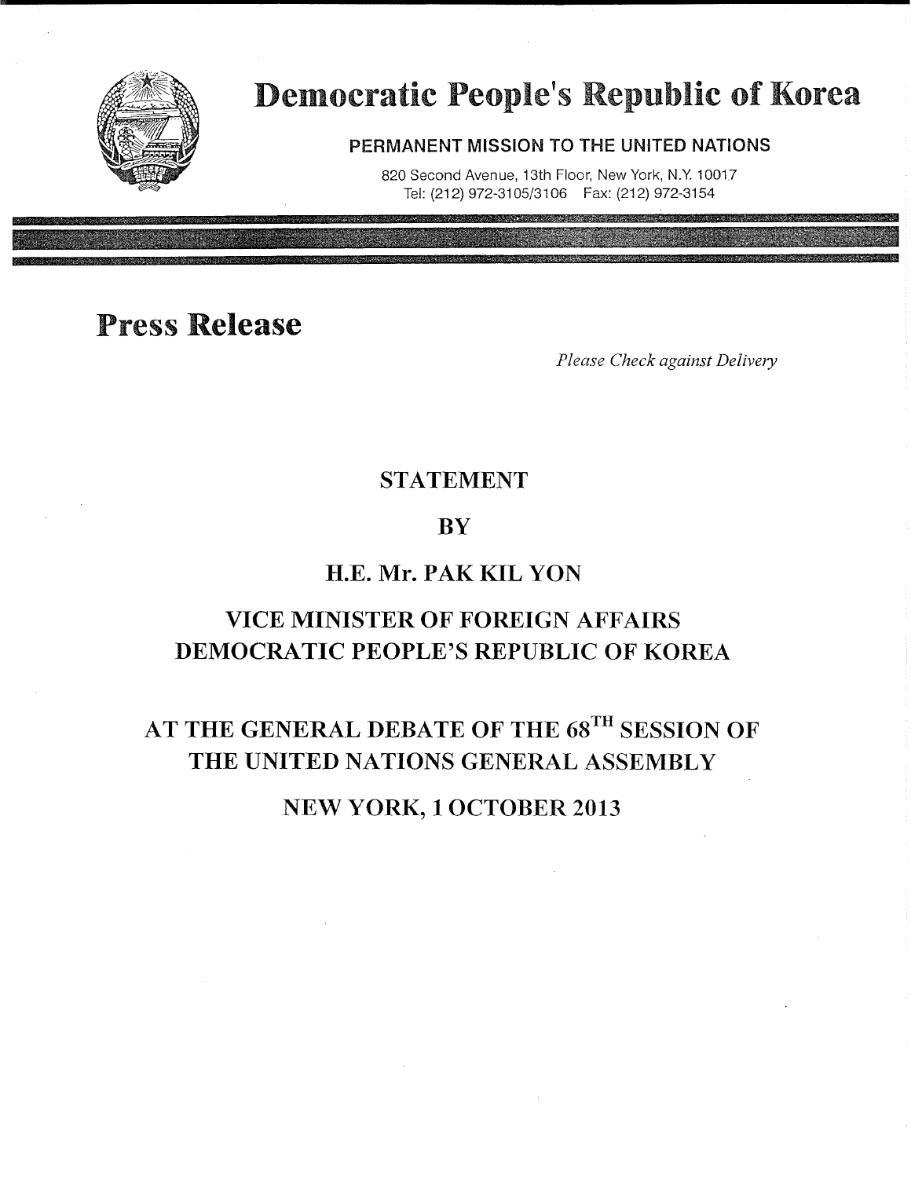# Democratic People's Republic of Korea

**PERMANENT MISSION TO THE UNITED NATIONS**

820 Second Avenue, 13th Floor, New York, N.Y. 10017
Tel: (212) 972-3105/3106 Fax: (212) 972-3154

# Press Release

*Please Check against Delivery*

## STATEMENT

## BY

## H.E. Mr. PAK KIL YON

## VICE MINISTER OF FOREIGN AFFAIRS DEMOCRATIC PEOPLE'S REPUBLIC OF KOREA

## AT THE GENERAL DEBATE OF THE 68TH SESSION OF THE UNITED NATIONS GENERAL ASSEMBLY

## NEW YORK, 1 OCTOBER 2013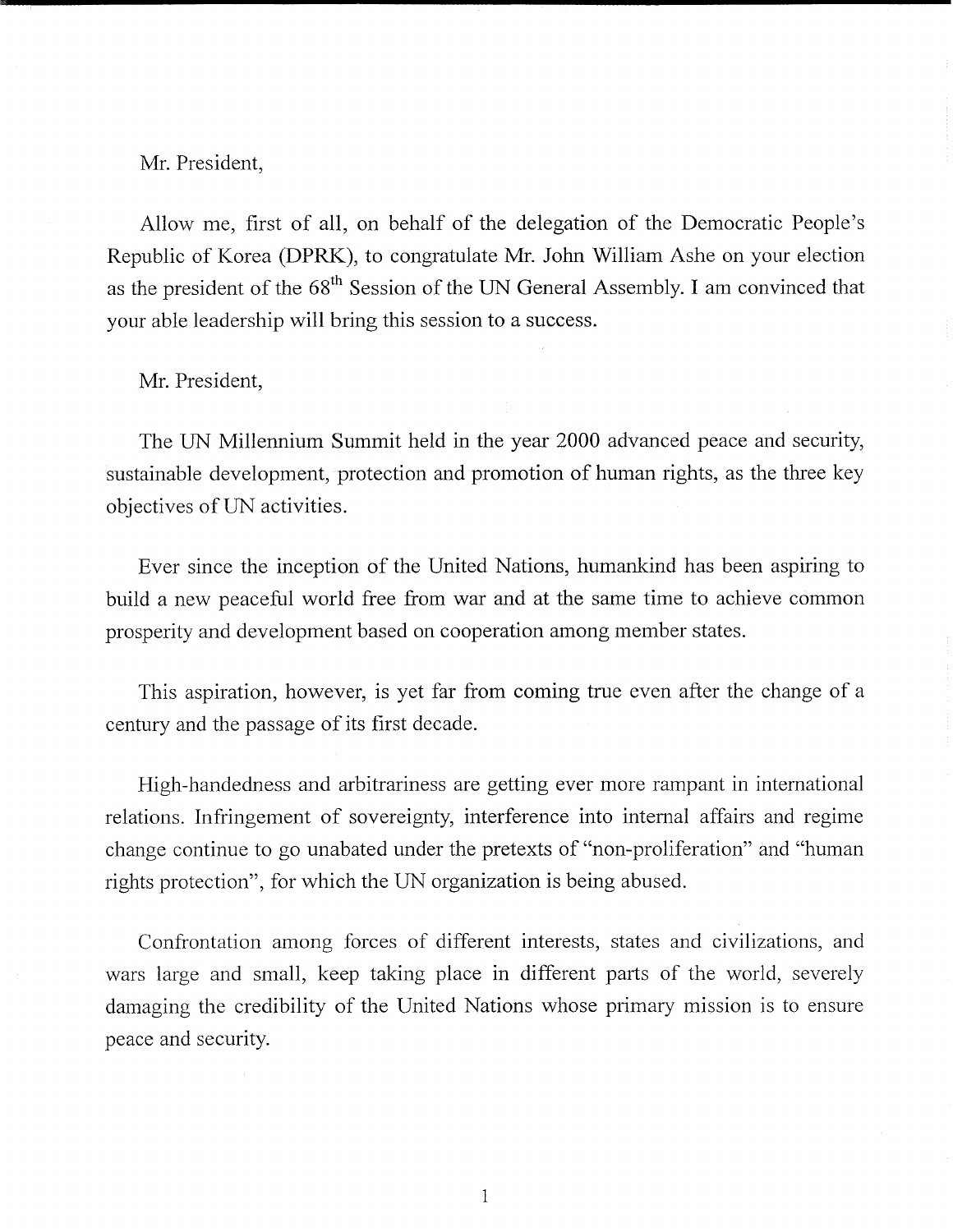Mr. President,

Allow me, first of all, on behalf of the delegation of the Democratic People's Republic of Korea (DPRK), to congratulate Mr. John William Ashe on your election as the president of the 68$^{th}$ Session of the UN General Assembly. I am convinced that your able leadership will bring this session to a success.

Mr. President,

The UN Millennium Summit held in the year 2000 advanced peace and security, sustainable development, protection and promotion of human rights, as the three key objectives of UN activities.

Ever since the inception of the United Nations, humankind has been aspiring to build a new peaceful world free from war and at the same time to achieve common prosperity and development based on cooperation among member states.

This aspiration, however, is yet far from coming true even after the change of a century and the passage of its first decade.

High-handedness and arbitrariness are getting ever more rampant in international relations. Infringement of sovereignty, interference into internal affairs and regime change continue to go unabated under the pretexts of "non-proliferation" and "human rights protection", for which the UN organization is being abused.

Confrontation among forces of different interests, states and civilizations, and wars large and small, keep taking place in different parts of the world, severely damaging the credibility of the United Nations whose primary mission is to ensure peace and security.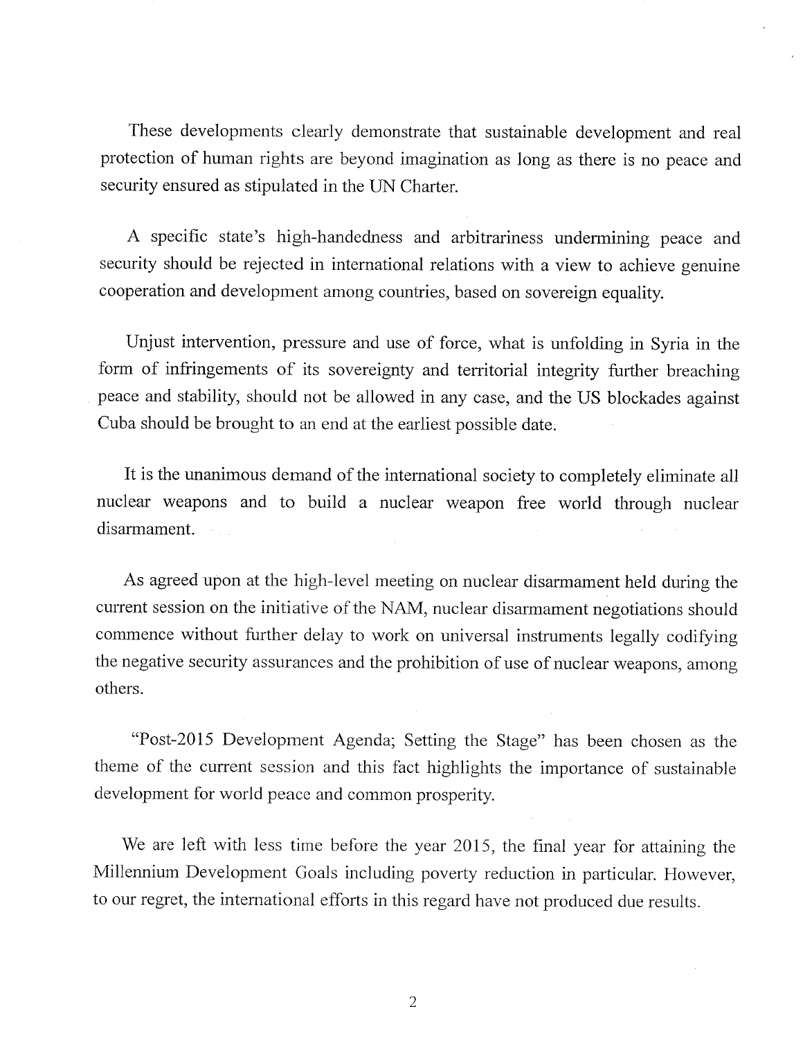These developments clearly demonstrate that sustainable development and real protection of human rights are beyond imagination as long as there is no peace and security ensured as stipulated in the UN Charter.

A specific state's high-handedness and arbitrariness undermining peace and security should be rejected in international relations with a view to achieve genuine cooperation and development among countries, based on sovereign equality.

Unjust intervention, pressure and use of force, what is unfolding in Syria in the form of infringements of its sovereignty and territorial integrity further breaching peace and stability, should not be allowed in any case, and the US blockades against Cuba should be brought to an end at the earliest possible date.

It is the unanimous demand of the international society to completely eliminate all nuclear weapons and to build a nuclear weapon free world through nuclear disarmament.

As agreed upon at the high-level meeting on nuclear disarmament held during the current session on the initiative of the NAM, nuclear disarmament negotiations should commence without further delay to work on universal instruments legally codifying the negative security assurances and the prohibition of use of nuclear weapons, among others.

"Post-2015 Development Agenda; Setting the Stage" has been chosen as the theme of the current session and this fact highlights the importance of sustainable development for world peace and common prosperity.

We are left with less time before the year 2015, the final year for attaining the Millennium Development Goals including poverty reduction in particular. However, to our regret, the international efforts in this regard have not produced due results.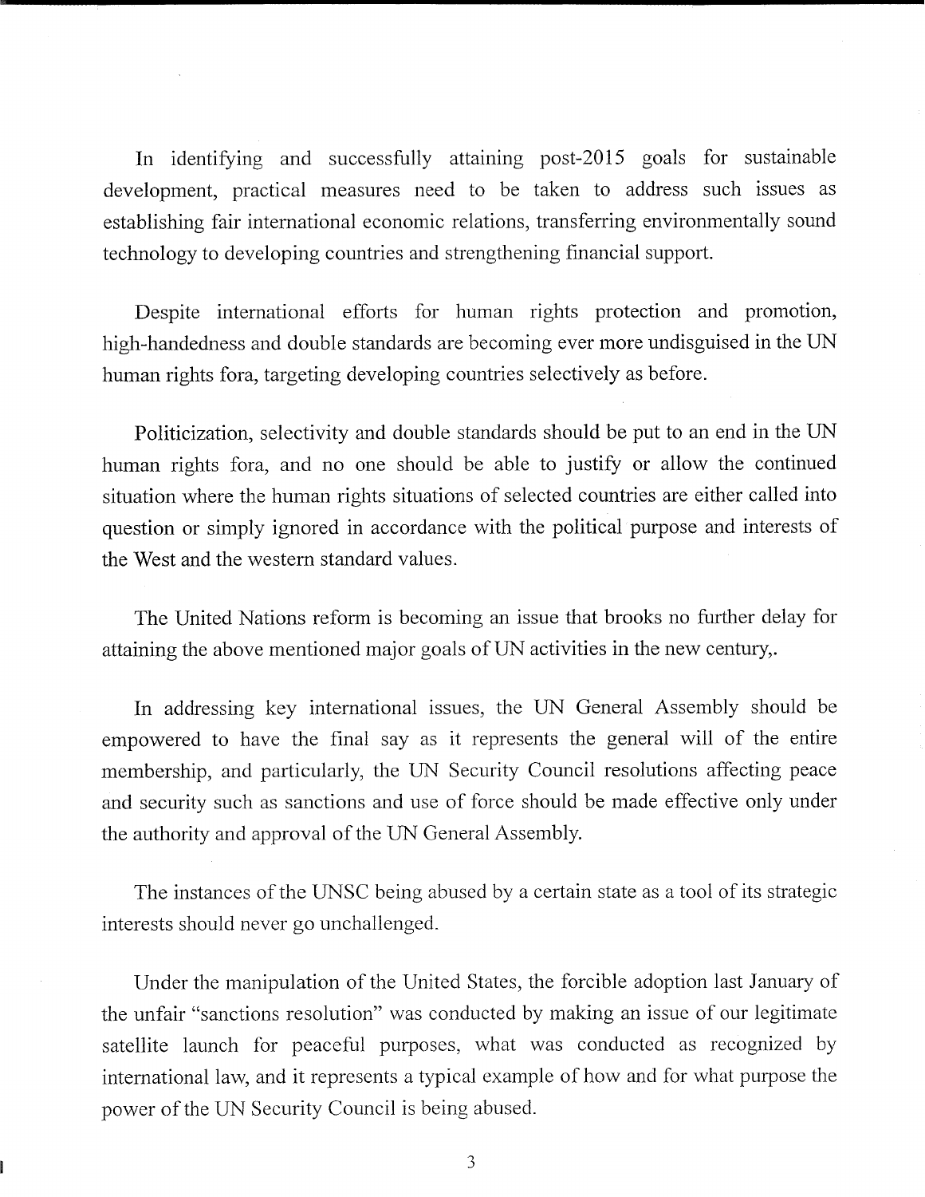In identifying and successfully attaining post-2015 goals for sustainable development, practical measures need to be taken to address such issues as establishing fair international economic relations, transferring environmentally sound technology to developing countries and strengthening financial support.

Despite international efforts for human rights protection and promotion, high-handedness and double standards are becoming ever more undisguised in the UN human rights fora, targeting developing countries selectively as before.

Politicization, selectivity and double standards should be put to an end in the UN human rights fora, and no one should be able to justify or allow the continued situation where the human rights situations of selected countries are either called into question or simply ignored in accordance with the political purpose and interests of the West and the western standard values.

The United Nations reform is becoming an issue that brooks no further delay for attaining the above mentioned major goals of UN activities in the new century,.

In addressing key international issues, the UN General Assembly should be empowered to have the final say as it represents the general will of the entire membership, and particularly, the UN Security Council resolutions affecting peace and security such as sanctions and use of force should be made effective only under the authority and approval of the UN General Assembly.

The instances of the UNSC being abused by a certain state as a tool of its strategic interests should never go unchallenged.

Under the manipulation of the United States, the forcible adoption last January of the unfair "sanctions resolution" was conducted by making an issue of our legitimate satellite launch for peaceful purposes, what was conducted as recognized by international law, and it represents a typical example of how and for what purpose the power of the UN Security Council is being abused.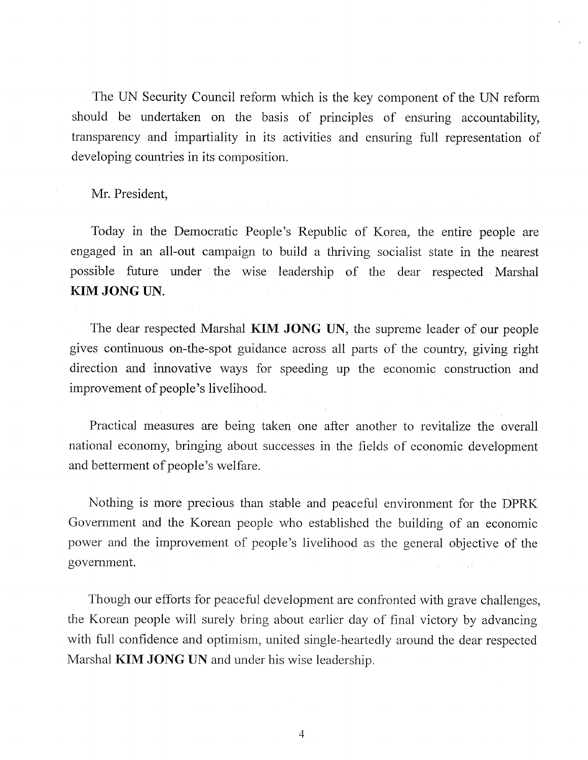The UN Security Council reform which is the key component of the UN reform should be undertaken on the basis of principles of ensuring accountability, transparency and impartiality in its activities and ensuring full representation of developing countries in its composition.

Mr. President,

Today in the Democratic People's Republic of Korea, the entire people are engaged in an all-out campaign to build a thriving socialist state in the nearest possible future under the wise leadership of the dear respected Marshal **KIM JONG UN**.

The dear respected Marshal **KIM JONG UN**, the supreme leader of our people gives continuous on-the-spot guidance across all parts of the country, giving right direction and innovative ways for speeding up the economic construction and improvement of people's livelihood.

Practical measures are being taken one after another to revitalize the overall national economy, bringing about successes in the fields of economic development and betterment of people's welfare.

Nothing is more precious than stable and peaceful environment for the DPRK Government and the Korean people who established the building of an economic power and the improvement of people's livelihood as the general objective of the government.

Though our efforts for peaceful development are confronted with grave challenges, the Korean people will surely bring about earlier day of final victory by advancing with full confidence and optimism, united single-heartedly around the dear respected Marshal **KIM JONG UN** and under his wise leadership.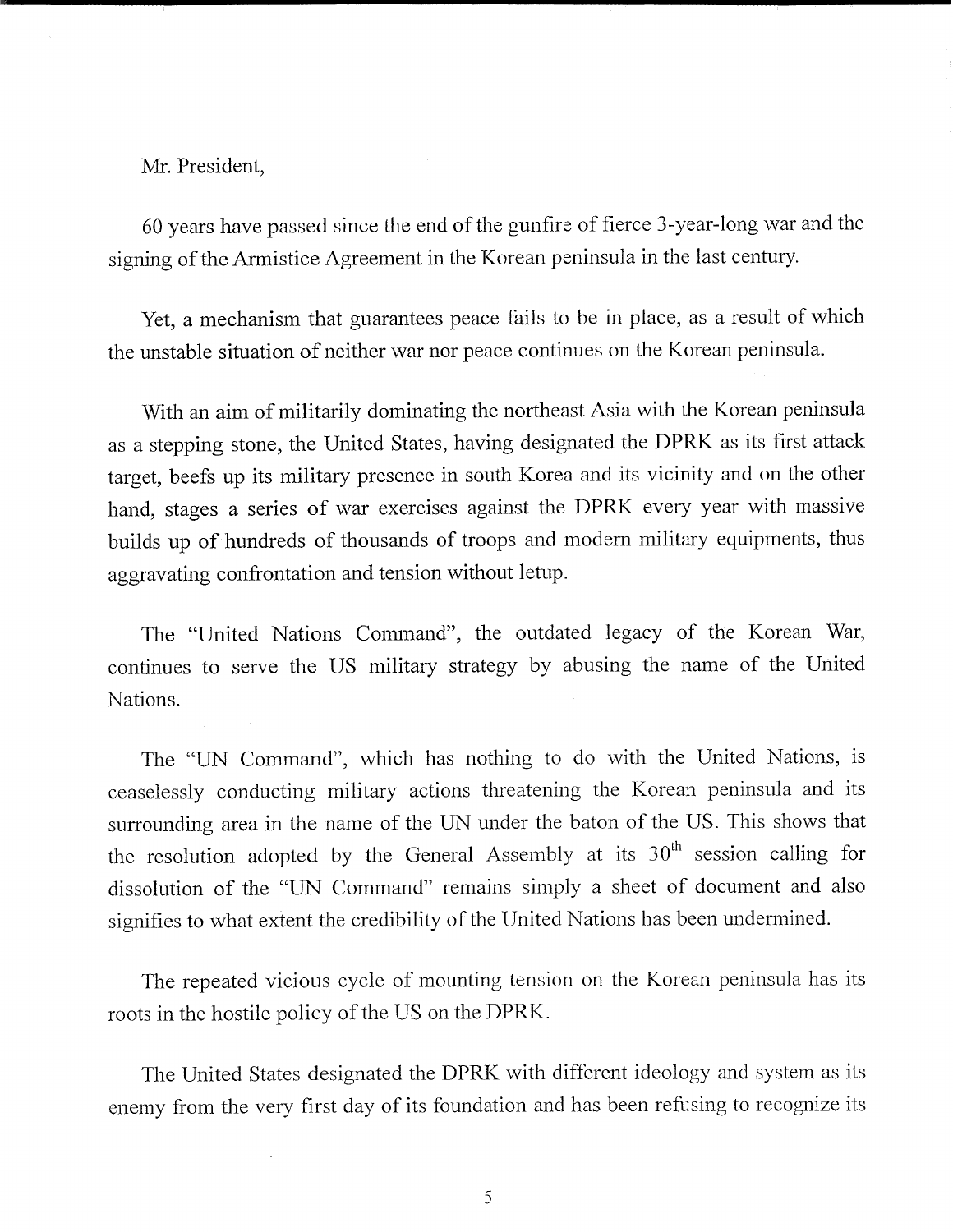Mr. President,

60 years have passed since the end of the gunfire of fierce 3-year-long war and the signing of the Armistice Agreement in the Korean peninsula in the last century.

Yet, a mechanism that guarantees peace fails to be in place, as a result of which the unstable situation of neither war nor peace continues on the Korean peninsula.

With an aim of militarily dominating the northeast Asia with the Korean peninsula as a stepping stone, the United States, having designated the DPRK as its first attack target, beefs up its military presence in south Korea and its vicinity and on the other hand, stages a series of war exercises against the DPRK every year with massive builds up of hundreds of thousands of troops and modern military equipments, thus aggravating confrontation and tension without letup.

The "United Nations Command", the outdated legacy of the Korean War, continues to serve the US military strategy by abusing the name of the United Nations.

The "UN Command", which has nothing to do with the United Nations, is ceaselessly conducting military actions threatening the Korean peninsula and its surrounding area in the name of the UN under the baton of the US. This shows that the resolution adopted by the General Assembly at its 30th session calling for dissolution of the "UN Command" remains simply a sheet of document and also signifies to what extent the credibility of the United Nations has been undermined.

The repeated vicious cycle of mounting tension on the Korean peninsula has its roots in the hostile policy of the US on the DPRK.

The United States designated the DPRK with different ideology and system as its enemy from the very first day of its foundation and has been refusing to recognize its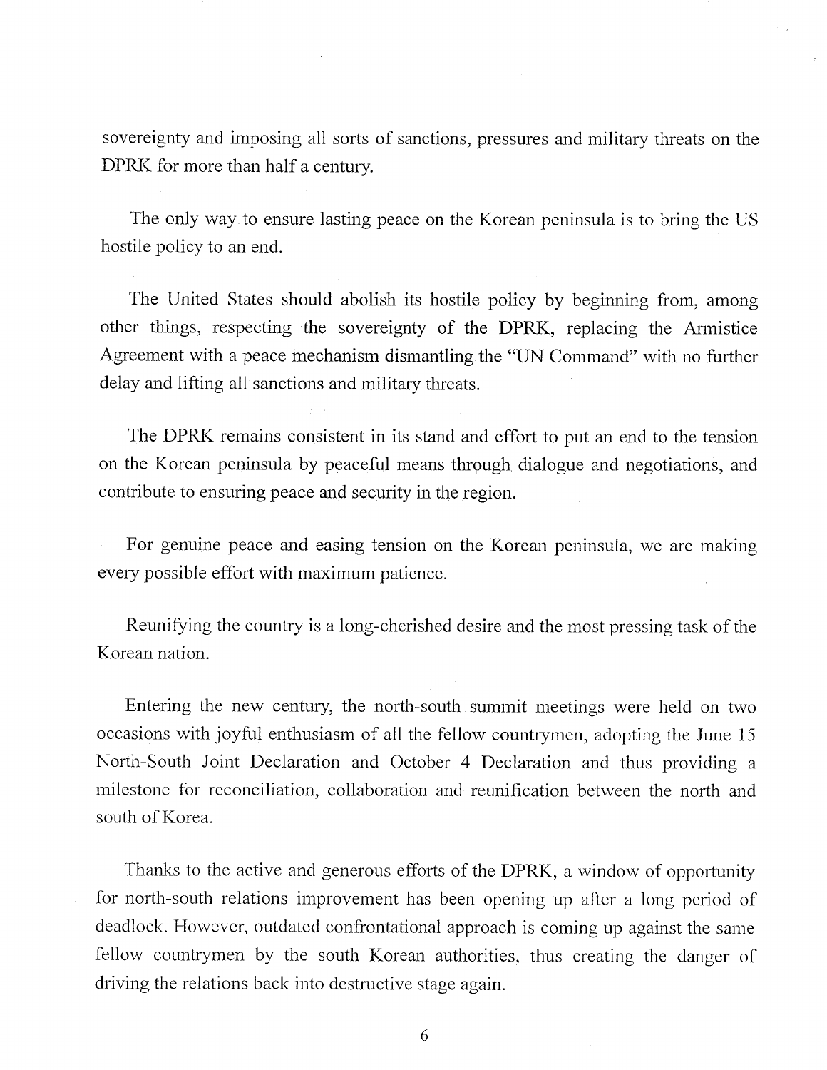sovereignty and imposing all sorts of sanctions, pressures and military threats on the DPRK for more than half a century.

The only way to ensure lasting peace on the Korean peninsula is to bring the US hostile policy to an end.

The United States should abolish its hostile policy by beginning from, among other things, respecting the sovereignty of the DPRK, replacing the Armistice Agreement with a peace mechanism dismantling the "UN Command" with no further delay and lifting all sanctions and military threats.

The DPRK remains consistent in its stand and effort to put an end to the tension on the Korean peninsula by peaceful means through dialogue and negotiations, and contribute to ensuring peace and security in the region.

For genuine peace and easing tension on the Korean peninsula, we are making every possible effort with maximum patience.

Reunifying the country is a long-cherished desire and the most pressing task of the Korean nation.

Entering the new century, the north-south summit meetings were held on two occasions with joyful enthusiasm of all the fellow countrymen, adopting the June 15 North-South Joint Declaration and October 4 Declaration and thus providing a milestone for reconciliation, collaboration and reunification between the north and south of Korea.

Thanks to the active and generous efforts of the DPRK, a window of opportunity for north-south relations improvement has been opening up after a long period of deadlock. However, outdated confrontational approach is coming up against the same fellow countrymen by the south Korean authorities, thus creating the danger of driving the relations back into destructive stage again.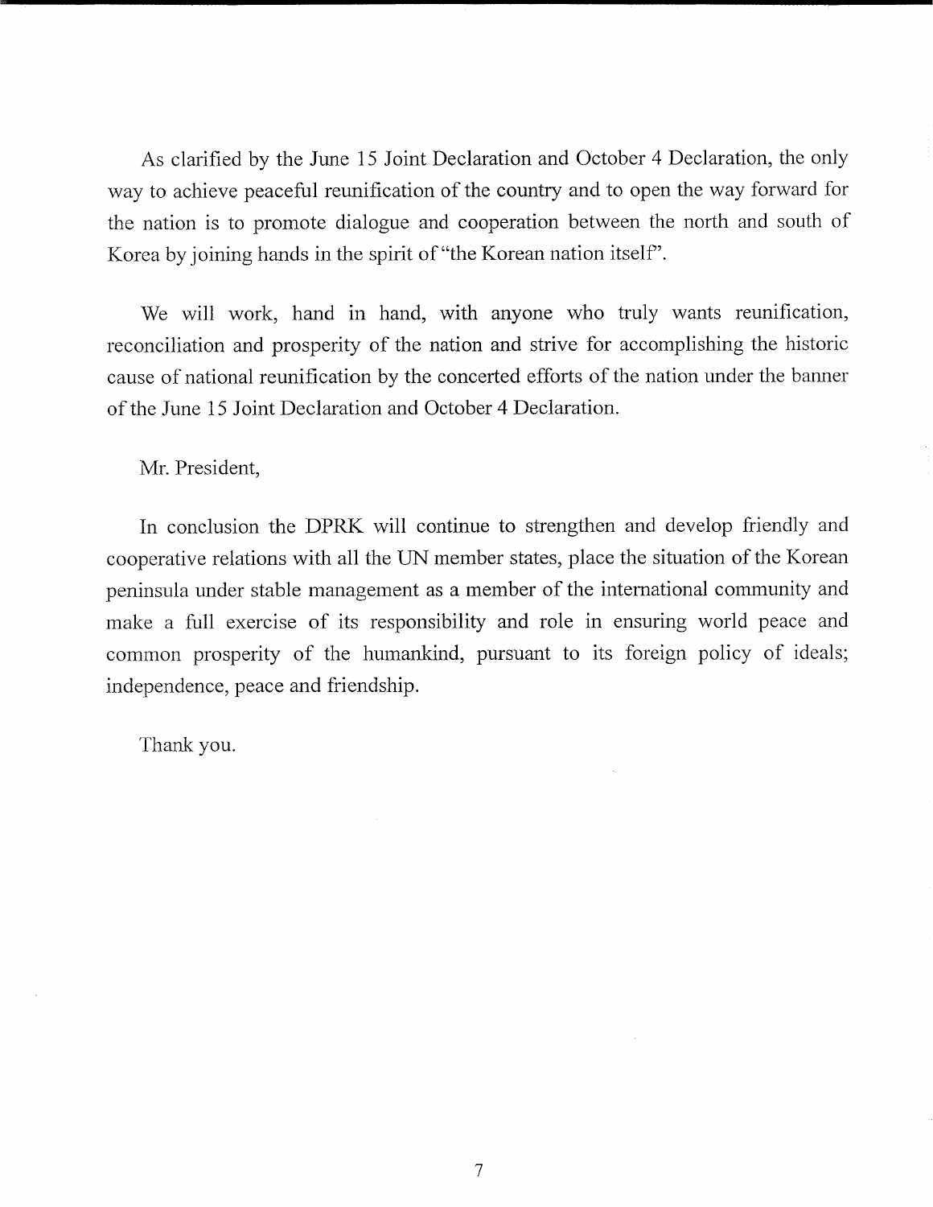As clarified by the June 15 Joint Declaration and October 4 Declaration, the only way to achieve peaceful reunification of the country and to open the way forward for the nation is to promote dialogue and cooperation between the north and south of Korea by joining hands in the spirit of "the Korean nation itself".

We will work, hand in hand, with anyone who truly wants reunification, reconciliation and prosperity of the nation and strive for accomplishing the historic cause of national reunification by the concerted efforts of the nation under the banner of the June 15 Joint Declaration and October 4 Declaration.

Mr. President,

In conclusion the DPRK will continue to strengthen and develop friendly and cooperative relations with all the UN member states, place the situation of the Korean peninsula under stable management as a member of the international community and make a full exercise of its responsibility and role in ensuring world peace and common prosperity of the humankind, pursuant to its foreign policy of ideals; independence, peace and friendship.

Thank you.